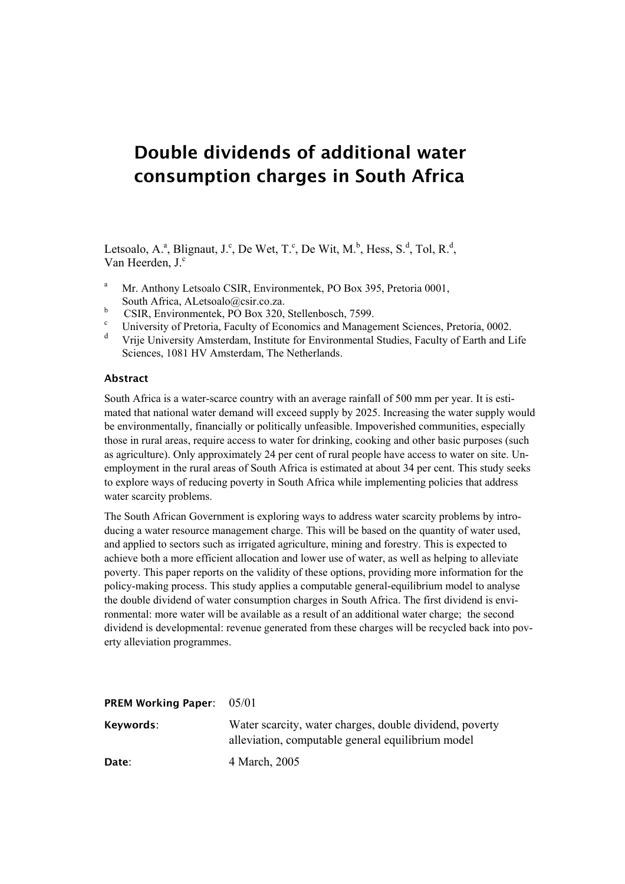# Double dividends of additional water consumption charges in South Africa

Letsoalo, A.[a], Blignaut, J.[c], De Wet, T.[c], De Wit, M.[b], Hess, S.[d], Tol, R.[d], Van Heerden, J.[c]

[a] Mr. Anthony Letsoalo CSIR, Environmentek, PO Box 395, Pretoria 0001, South Africa, ALetsoalo@csir.co.za.

[b] CSIR, Environmentek, PO Box 320, Stellenbosch, 7599.

[c] University of Pretoria, Faculty of Economics and Management Sciences, Pretoria, 0002.

[d] Vrije University Amsterdam, Institute for Environmental Studies, Faculty of Earth and Life Sciences, 1081 HV Amsterdam, The Netherlands.

### Abstract

South Africa is a water-scarce country with an average rainfall of 500 mm per year. It is estimated that national water demand will exceed supply by 2025. Increasing the water supply would be environmentally, financially or politically unfeasible. Impoverished communities, especially those in rural areas, require access to water for drinking, cooking and other basic purposes (such as agriculture). Only approximately 24 per cent of rural people have access to water on site. Unemployment in the rural areas of South Africa is estimated at about 34 per cent. This study seeks to explore ways of reducing poverty in South Africa while implementing policies that address water scarcity problems.

The South African Government is exploring ways to address water scarcity problems by introducing a water resource management charge. This will be based on the quantity of water used, and applied to sectors such as irrigated agriculture, mining and forestry. This is expected to achieve both a more efficient allocation and lower use of water, as well as helping to alleviate poverty. This paper reports on the validity of these options, providing more information for the policy-making process. This study applies a computable general-equilibrium model to analyse the double dividend of water consumption charges in South Africa. The first dividend is environmental: more water will be available as a result of an additional water charge; the second dividend is developmental: revenue generated from these charges will be recycled back into poverty alleviation programmes.

**PREM Working Paper**: 05/01

**Keywords**: Water scarcity, water charges, double dividend, poverty alleviation, computable general equilibrium model

**Date**: 4 March, 2005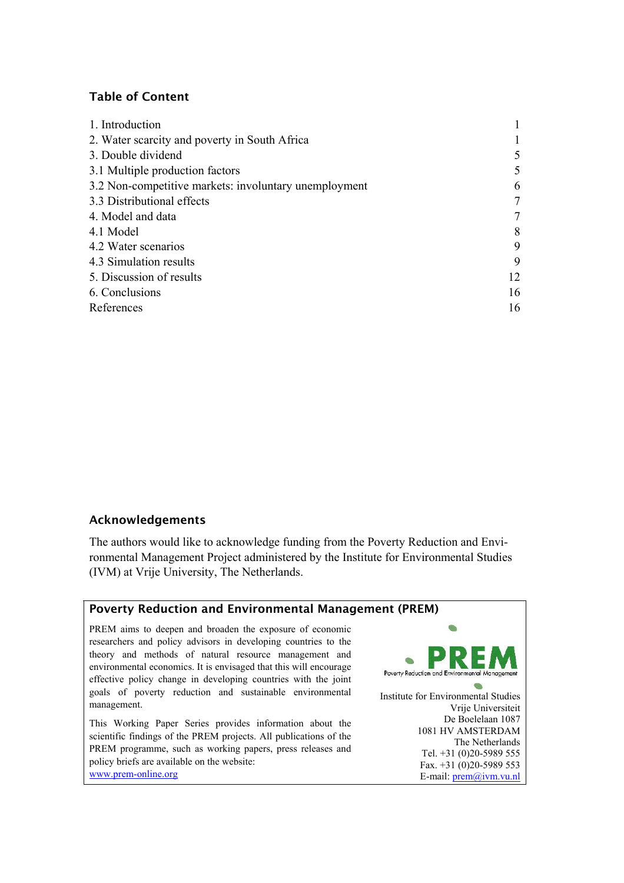## Table of Content

| | |
|---|---|
| 1. Introduction | 1 |
| 2. Water scarcity and poverty in South Africa | 1 |
| 3. Double dividend | 5 |
| 3.1 Multiple production factors | 5 |
| 3.2 Non-competitive markets: involuntary unemployment | 6 |
| 3.3 Distributional effects | 7 |
| 4. Model and data | 7 |
| 4.1 Model | 8 |
| 4.2 Water scenarios | 9 |
| 4.3 Simulation results | 9 |
| 5. Discussion of results | 12 |
| 6. Conclusions | 16 |
| References | 16 |

## Acknowledgements

The authors would like to acknowledge funding from the Poverty Reduction and Environmental Management Project administered by the Institute for Environmental Studies (IVM) at Vrije University, The Netherlands.

## Poverty Reduction and Environmental Management (PREM)

PREM aims to deepen and broaden the exposure of economic researchers and policy advisors in developing countries to the theory and methods of natural resource management and environmental economics. It is envisaged that this will encourage effective policy change in developing countries with the joint goals of poverty reduction and sustainable environmental management.

This Working Paper Series provides information about the scientific findings of the PREM projects. All publications of the PREM programme, such as working papers, press releases and policy briefs are available on the website: www.prem-online.org

PREM
Poverty Reduction and Environmental Management

Institute for Environmental Studies
Vrije Universiteit
De Boelelaan 1087
1081 HV AMSTERDAM
The Netherlands
Tel. +31 (0)20-5989 555
Fax. +31 (0)20-5989 553
E-mail: prem@ivm.vu.nl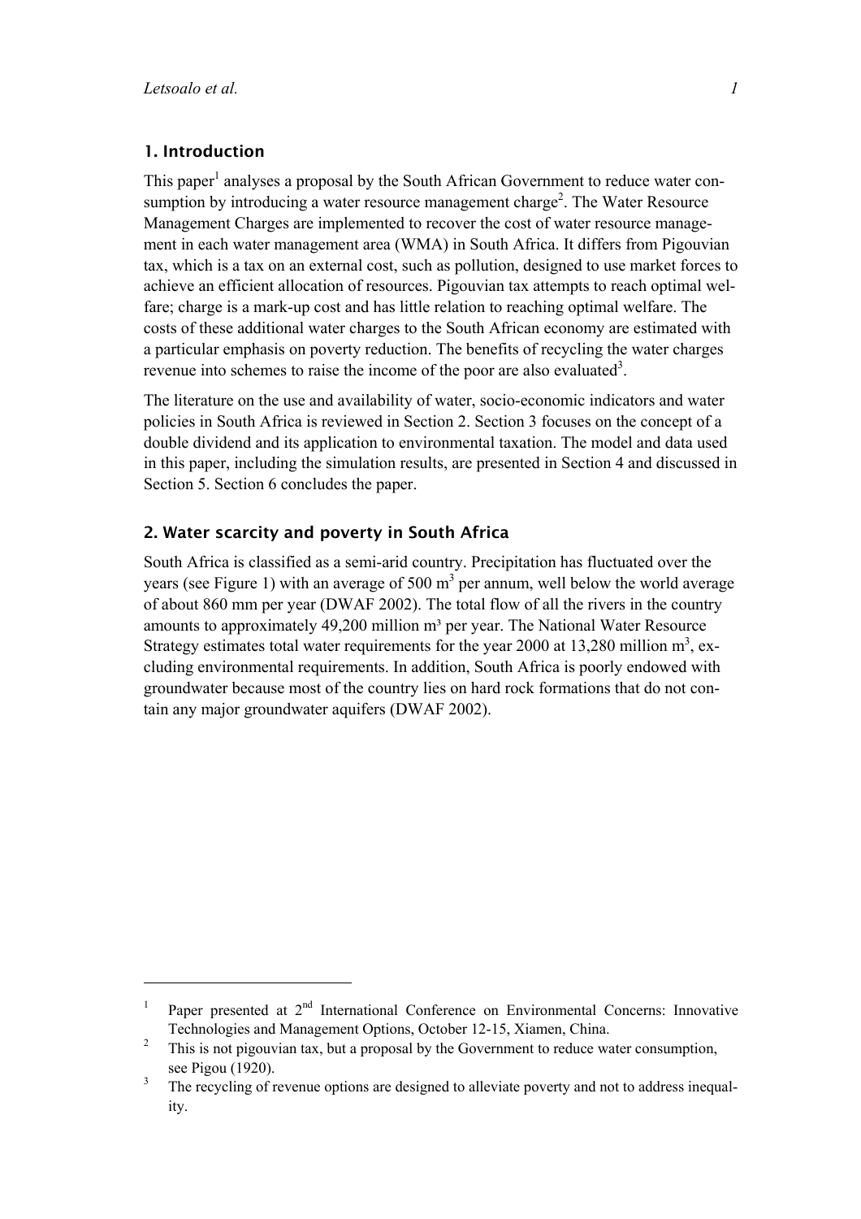## 1. Introduction

This paper[1] analyses a proposal by the South African Government to reduce water consumption by introducing a water resource management charge[2]. The Water Resource Management Charges are implemented to recover the cost of water resource management in each water management area (WMA) in South Africa. It differs from Pigouvian tax, which is a tax on an external cost, such as pollution, designed to use market forces to achieve an efficient allocation of resources. Pigouvian tax attempts to reach optimal welfare; charge is a mark-up cost and has little relation to reaching optimal welfare. The costs of these additional water charges to the South African economy are estimated with a particular emphasis on poverty reduction. The benefits of recycling the water charges revenue into schemes to raise the income of the poor are also evaluated[3].

The literature on the use and availability of water, socio-economic indicators and water policies in South Africa is reviewed in Section 2. Section 3 focuses on the concept of a double dividend and its application to environmental taxation. The model and data used in this paper, including the simulation results, are presented in Section 4 and discussed in Section 5. Section 6 concludes the paper.

## 2. Water scarcity and poverty in South Africa

South Africa is classified as a semi-arid country. Precipitation has fluctuated over the years (see Figure 1) with an average of 500 $m^3$ per annum, well below the world average of about 860 mm per year (DWAF 2002). The total flow of all the rivers in the country amounts to approximately 49,200 million $m^3$ per year. The National Water Resource Strategy estimates total water requirements for the year 2000 at 13,280 million $m^3$, excluding environmental requirements. In addition, South Africa is poorly endowed with groundwater because most of the country lies on hard rock formations that do not contain any major groundwater aquifers (DWAF 2002).

---

[1] Paper presented at 2nd International Conference on Environmental Concerns: Innovative Technologies and Management Options, October 12-15, Xiamen, China.

[2] This is not pigouvian tax, but a proposal by the Government to reduce water consumption, see Pigou (1920).

[3] The recycling of revenue options are designed to alleviate poverty and not to address inequality.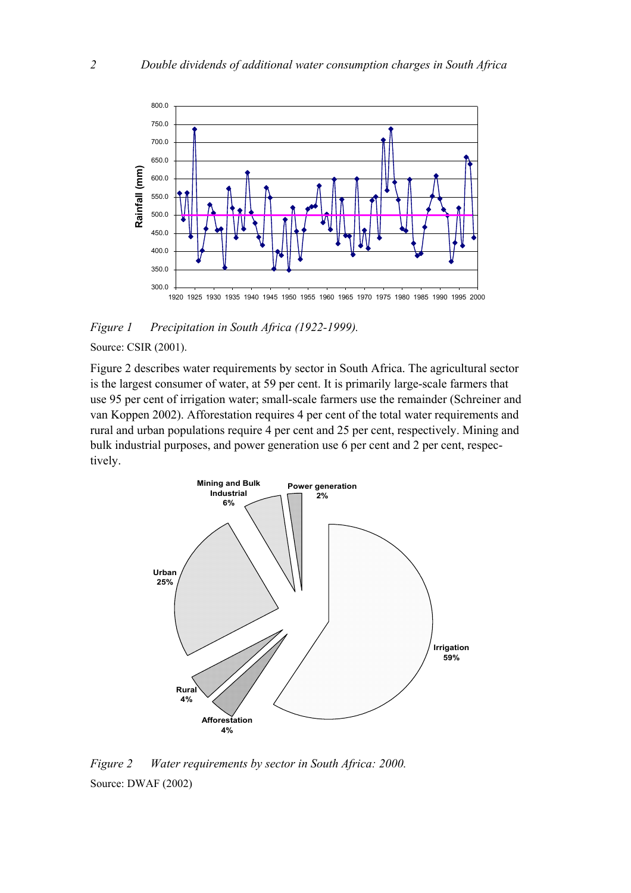*Figure 1 Precipitation in South Africa (1922-1999).*

Source: CSIR (2001).

Figure 2 describes water requirements by sector in South Africa. The agricultural sector is the largest consumer of water, at 59 per cent. It is primarily large-scale farmers that use 95 per cent of irrigation water; small-scale farmers use the remainder (Schreiner and van Koppen 2002). Afforestation requires 4 per cent of the total water requirements and rural and urban populations require 4 per cent and 25 per cent, respectively. Mining and bulk industrial purposes, and power generation use 6 per cent and 2 per cent, respectively.

*Figure 2 Water requirements by sector in South Africa: 2000.*

Source: DWAF (2002)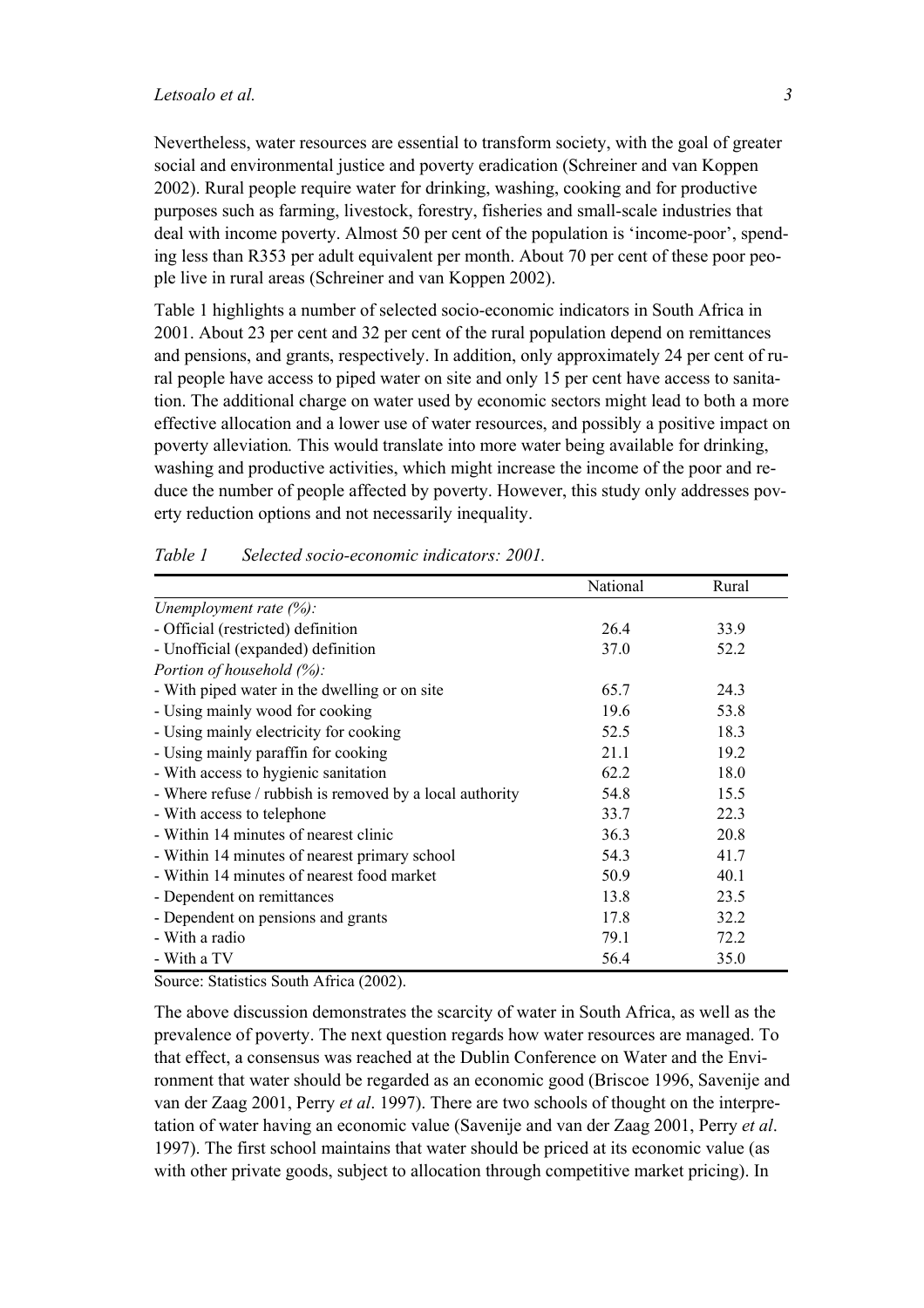Nevertheless, water resources are essential to transform society, with the goal of greater social and environmental justice and poverty eradication (Schreiner and van Koppen 2002). Rural people require water for drinking, washing, cooking and for productive purposes such as farming, livestock, forestry, fisheries and small-scale industries that deal with income poverty. Almost 50 per cent of the population is 'income-poor', spending less than R353 per adult equivalent per month. About 70 per cent of these poor people live in rural areas (Schreiner and van Koppen 2002).

Table 1 highlights a number of selected socio-economic indicators in South Africa in 2001. About 23 per cent and 32 per cent of the rural population depend on remittances and pensions, and grants, respectively. In addition, only approximately 24 per cent of rural people have access to piped water on site and only 15 per cent have access to sanitation. The additional charge on water used by economic sectors might lead to both a more effective allocation and a lower use of water resources, and possibly a positive impact on poverty alleviation*.* This would translate into more water being available for drinking, washing and productive activities, which might increase the income of the poor and reduce the number of people affected by poverty. However, this study only addresses poverty reduction options and not necessarily inequality.

*Table 1 Selected socio-economic indicators: 2001.*

| | National | Rural |
|---|---|---|
| *Unemployment rate (%):* | | |
| - Official (restricted) definition | 26.4 | 33.9 |
| - Unofficial (expanded) definition | 37.0 | 52.2 |
| *Portion of household (%):* | | |
| - With piped water in the dwelling or on site | 65.7 | 24.3 |
| - Using mainly wood for cooking | 19.6 | 53.8 |
| - Using mainly electricity for cooking | 52.5 | 18.3 |
| - Using mainly paraffin for cooking | 21.1 | 19.2 |
| - With access to hygienic sanitation | 62.2 | 18.0 |
| - Where refuse / rubbish is removed by a local authority | 54.8 | 15.5 |
| - With access to telephone | 33.7 | 22.3 |
| - Within 14 minutes of nearest clinic | 36.3 | 20.8 |
| - Within 14 minutes of nearest primary school | 54.3 | 41.7 |
| - Within 14 minutes of nearest food market | 50.9 | 40.1 |
| - Dependent on remittances | 13.8 | 23.5 |
| - Dependent on pensions and grants | 17.8 | 32.2 |
| - With a radio | 79.1 | 72.2 |
| - With a TV | 56.4 | 35.0 |

Source: Statistics South Africa (2002).

The above discussion demonstrates the scarcity of water in South Africa, as well as the prevalence of poverty. The next question regards how water resources are managed. To that effect, a consensus was reached at the Dublin Conference on Water and the Environment that water should be regarded as an economic good (Briscoe 1996, Savenije and van der Zaag 2001, Perry *et al*. 1997). There are two schools of thought on the interpretation of water having an economic value (Savenije and van der Zaag 2001, Perry *et al*. 1997). The first school maintains that water should be priced at its economic value (as with other private goods, subject to allocation through competitive market pricing). In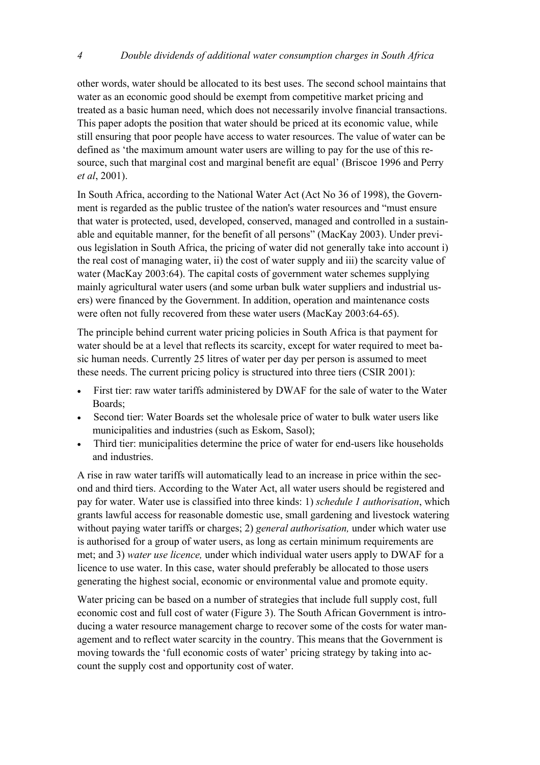other words, water should be allocated to its best uses. The second school maintains that water as an economic good should be exempt from competitive market pricing and treated as a basic human need, which does not necessarily involve financial transactions. This paper adopts the position that water should be priced at its economic value, while still ensuring that poor people have access to water resources. The value of water can be defined as 'the maximum amount water users are willing to pay for the use of this resource, such that marginal cost and marginal benefit are equal' (Briscoe 1996 and Perry *et al*, 2001).

In South Africa, according to the National Water Act (Act No 36 of 1998), the Government is regarded as the public trustee of the nation's water resources and "must ensure that water is protected, used, developed, conserved, managed and controlled in a sustainable and equitable manner, for the benefit of all persons" (MacKay 2003). Under previous legislation in South Africa, the pricing of water did not generally take into account i) the real cost of managing water, ii) the cost of water supply and iii) the scarcity value of water (MacKay 2003:64). The capital costs of government water schemes supplying mainly agricultural water users (and some urban bulk water suppliers and industrial users) were financed by the Government. In addition, operation and maintenance costs were often not fully recovered from these water users (MacKay 2003:64-65).

The principle behind current water pricing policies in South Africa is that payment for water should be at a level that reflects its scarcity, except for water required to meet basic human needs. Currently 25 litres of water per day per person is assumed to meet these needs. The current pricing policy is structured into three tiers (CSIR 2001):

- First tier: raw water tariffs administered by DWAF for the sale of water to the Water Boards;
- Second tier: Water Boards set the wholesale price of water to bulk water users like municipalities and industries (such as Eskom, Sasol);
- Third tier: municipalities determine the price of water for end-users like households and industries.

A rise in raw water tariffs will automatically lead to an increase in price within the second and third tiers. According to the Water Act, all water users should be registered and pay for water. Water use is classified into three kinds: 1) *schedule 1 authorisation*, which grants lawful access for reasonable domestic use, small gardening and livestock watering without paying water tariffs or charges; 2) *general authorisation,* under which water use is authorised for a group of water users, as long as certain minimum requirements are met; and 3) *water use licence,* under which individual water users apply to DWAF for a licence to use water. In this case, water should preferably be allocated to those users generating the highest social, economic or environmental value and promote equity.

Water pricing can be based on a number of strategies that include full supply cost, full economic cost and full cost of water (Figure 3). The South African Government is introducing a water resource management charge to recover some of the costs for water management and to reflect water scarcity in the country. This means that the Government is moving towards the 'full economic costs of water' pricing strategy by taking into account the supply cost and opportunity cost of water.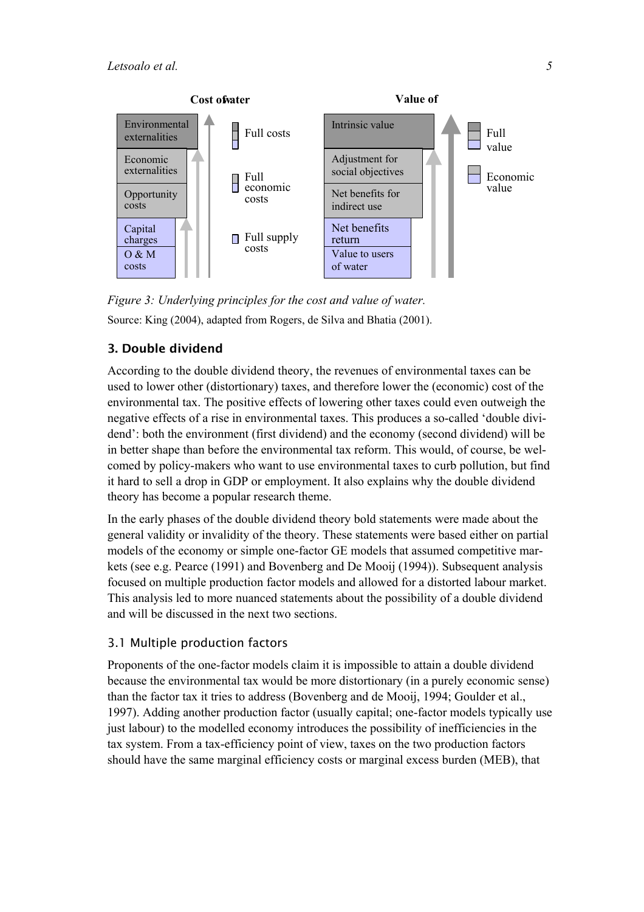Cost of water | Value of

| Cost of water | | Value of water | |
|---|---|---|---|
| Environmental externalities | Full costs | Intrinsic value | Full value |
| Economic externalities | Full economic costs | Adjustment for social objectives | Economic value |
| Opportunity costs | | Net benefits for indirect use | |
| Capital charges | Full supply costs | Net benefits return | |
| O & M costs | | Value to users of water | |

*Figure 3: Underlying principles for the cost and value of water.*

Source: King (2004), adapted from Rogers, de Silva and Bhatia (2001).

## 3. Double dividend

According to the double dividend theory, the revenues of environmental taxes can be used to lower other (distortionary) taxes, and therefore lower the (economic) cost of the environmental tax. The positive effects of lowering other taxes could even outweigh the negative effects of a rise in environmental taxes. This produces a so-called 'double dividend': both the environment (first dividend) and the economy (second dividend) will be in better shape than before the environmental tax reform. This would, of course, be welcomed by policy-makers who want to use environmental taxes to curb pollution, but find it hard to sell a drop in GDP or employment. It also explains why the double dividend theory has become a popular research theme.

In the early phases of the double dividend theory bold statements were made about the general validity or invalidity of the theory. These statements were based either on partial models of the economy or simple one-factor GE models that assumed competitive markets (see e.g. Pearce (1991) and Bovenberg and De Mooij (1994)). Subsequent analysis focused on multiple production factor models and allowed for a distorted labour market. This analysis led to more nuanced statements about the possibility of a double dividend and will be discussed in the next two sections.

### 3.1 Multiple production factors

Proponents of the one-factor models claim it is impossible to attain a double dividend because the environmental tax would be more distortionary (in a purely economic sense) than the factor tax it tries to address (Bovenberg and de Mooij, 1994; Goulder et al., 1997). Adding another production factor (usually capital; one-factor models typically use just labour) to the modelled economy introduces the possibility of inefficiencies in the tax system. From a tax-efficiency point of view, taxes on the two production factors should have the same marginal efficiency costs or marginal excess burden (MEB), that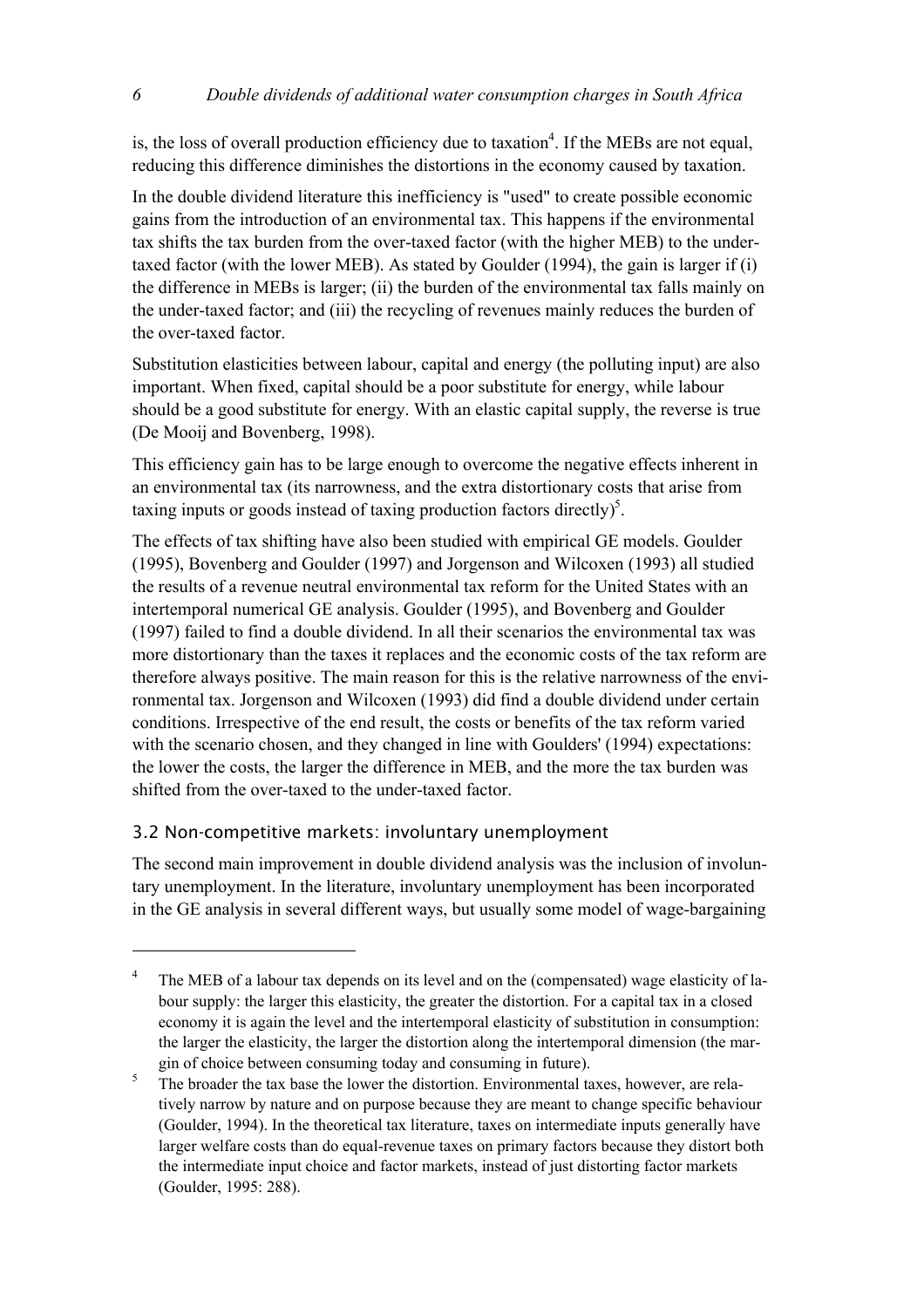is, the loss of overall production efficiency due to taxation[4]. If the MEBs are not equal, reducing this difference diminishes the distortions in the economy caused by taxation.

In the double dividend literature this inefficiency is "used" to create possible economic gains from the introduction of an environmental tax. This happens if the environmental tax shifts the tax burden from the over-taxed factor (with the higher MEB) to the under-taxed factor (with the lower MEB). As stated by Goulder (1994), the gain is larger if (i) the difference in MEBs is larger; (ii) the burden of the environmental tax falls mainly on the under-taxed factor; and (iii) the recycling of revenues mainly reduces the burden of the over-taxed factor.

Substitution elasticities between labour, capital and energy (the polluting input) are also important. When fixed, capital should be a poor substitute for energy, while labour should be a good substitute for energy. With an elastic capital supply, the reverse is true (De Mooij and Bovenberg, 1998).

This efficiency gain has to be large enough to overcome the negative effects inherent in an environmental tax (its narrowness, and the extra distortionary costs that arise from taxing inputs or goods instead of taxing production factors directly)[5].

The effects of tax shifting have also been studied with empirical GE models. Goulder (1995), Bovenberg and Goulder (1997) and Jorgenson and Wilcoxen (1993) all studied the results of a revenue neutral environmental tax reform for the United States with an intertemporal numerical GE analysis. Goulder (1995), and Bovenberg and Goulder (1997) failed to find a double dividend. In all their scenarios the environmental tax was more distortionary than the taxes it replaces and the economic costs of the tax reform are therefore always positive. The main reason for this is the relative narrowness of the environmental tax. Jorgenson and Wilcoxen (1993) did find a double dividend under certain conditions. Irrespective of the end result, the costs or benefits of the tax reform varied with the scenario chosen, and they changed in line with Goulders' (1994) expectations: the lower the costs, the larger the difference in MEB, and the more the tax burden was shifted from the over-taxed to the under-taxed factor.

### 3.2 Non-competitive markets: involuntary unemployment

The second main improvement in double dividend analysis was the inclusion of involuntary unemployment. In the literature, involuntary unemployment has been incorporated in the GE analysis in several different ways, but usually some model of wage-bargaining

---

[4] The MEB of a labour tax depends on its level and on the (compensated) wage elasticity of labour supply: the larger this elasticity, the greater the distortion. For a capital tax in a closed economy it is again the level and the intertemporal elasticity of substitution in consumption: the larger the elasticity, the larger the distortion along the intertemporal dimension (the margin of choice between consuming today and consuming in future).

[5] The broader the tax base the lower the distortion. Environmental taxes, however, are relatively narrow by nature and on purpose because they are meant to change specific behaviour (Goulder, 1994). In the theoretical tax literature, taxes on intermediate inputs generally have larger welfare costs than do equal-revenue taxes on primary factors because they distort both the intermediate input choice and factor markets, instead of just distorting factor markets (Goulder, 1995: 288).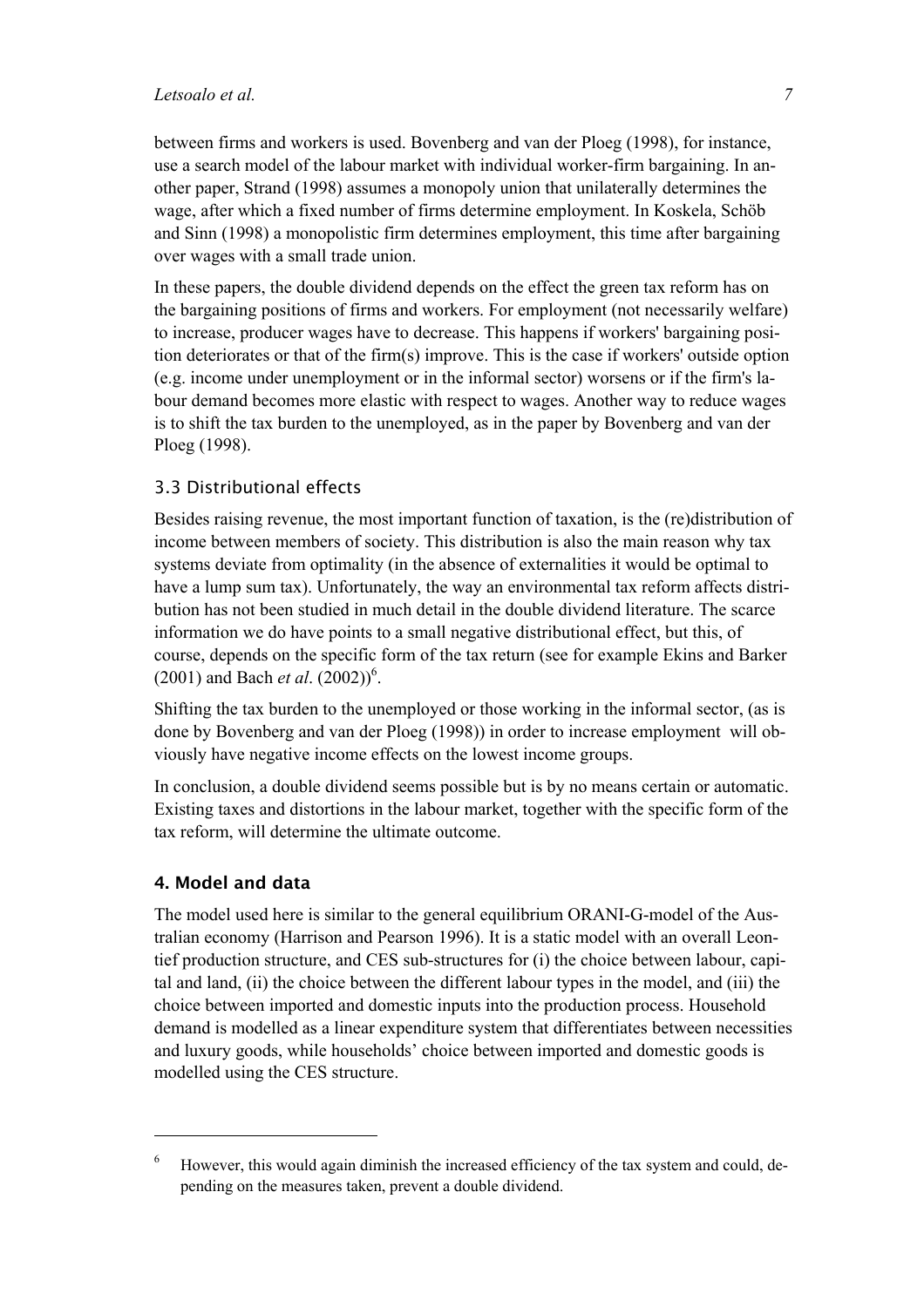between firms and workers is used. Bovenberg and van der Ploeg (1998), for instance, use a search model of the labour market with individual worker-firm bargaining. In another paper, Strand (1998) assumes a monopoly union that unilaterally determines the wage, after which a fixed number of firms determine employment. In Koskela, Schöb and Sinn (1998) a monopolistic firm determines employment, this time after bargaining over wages with a small trade union.

In these papers, the double dividend depends on the effect the green tax reform has on the bargaining positions of firms and workers. For employment (not necessarily welfare) to increase, producer wages have to decrease. This happens if workers' bargaining position deteriorates or that of the firm(s) improve. This is the case if workers' outside option (e.g. income under unemployment or in the informal sector) worsens or if the firm's labour demand becomes more elastic with respect to wages. Another way to reduce wages is to shift the tax burden to the unemployed, as in the paper by Bovenberg and van der Ploeg (1998).

### 3.3 Distributional effects

Besides raising revenue, the most important function of taxation, is the (re)distribution of income between members of society. This distribution is also the main reason why tax systems deviate from optimality (in the absence of externalities it would be optimal to have a lump sum tax). Unfortunately, the way an environmental tax reform affects distribution has not been studied in much detail in the double dividend literature. The scarce information we do have points to a small negative distributional effect, but this, of course, depends on the specific form of the tax return (see for example Ekins and Barker (2001) and Bach *et al*. (2002))[6].

Shifting the tax burden to the unemployed or those working in the informal sector, (as is done by Bovenberg and van der Ploeg (1998)) in order to increase employment will obviously have negative income effects on the lowest income groups.

In conclusion, a double dividend seems possible but is by no means certain or automatic. Existing taxes and distortions in the labour market, together with the specific form of the tax reform, will determine the ultimate outcome.

## 4. Model and data

The model used here is similar to the general equilibrium ORANI-G-model of the Australian economy (Harrison and Pearson 1996). It is a static model with an overall Leontief production structure, and CES sub-structures for (i) the choice between labour, capital and land, (ii) the choice between the different labour types in the model, and (iii) the choice between imported and domestic inputs into the production process. Household demand is modelled as a linear expenditure system that differentiates between necessities and luxury goods, while households' choice between imported and domestic goods is modelled using the CES structure.

[6] However, this would again diminish the increased efficiency of the tax system and could, depending on the measures taken, prevent a double dividend.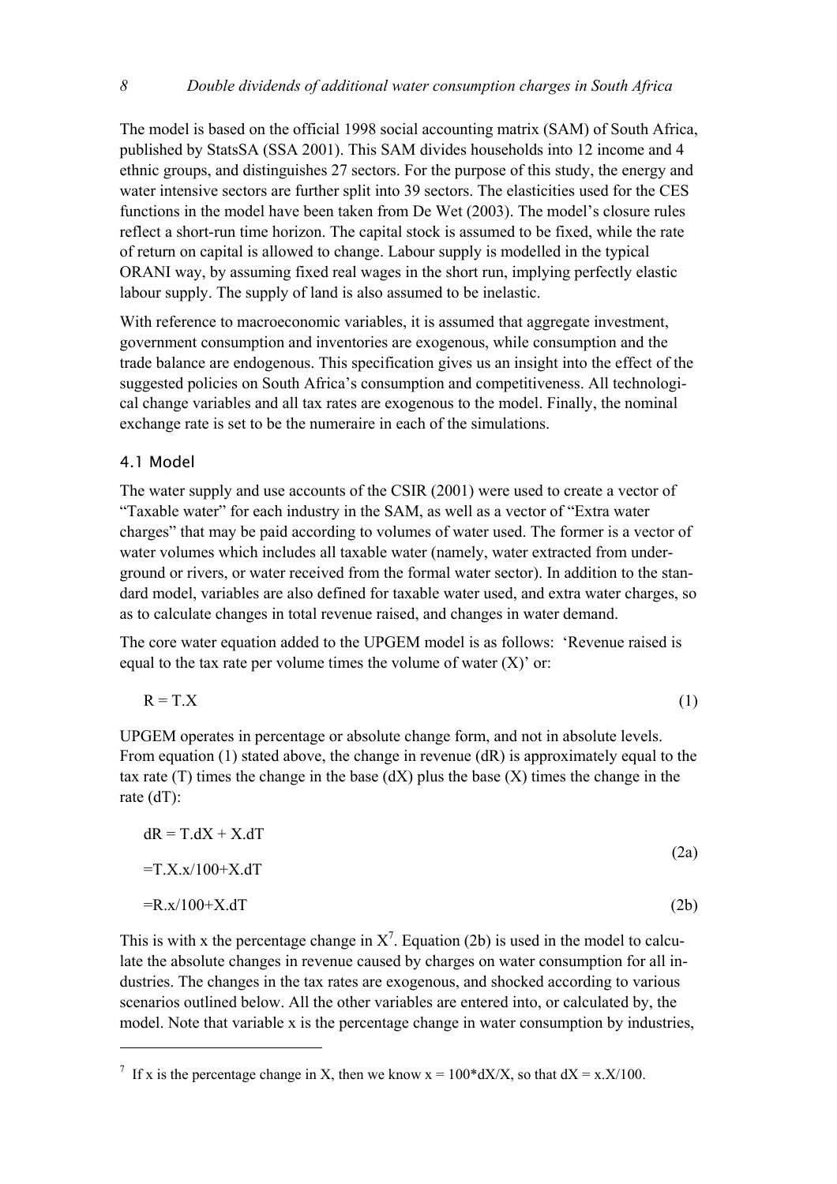The model is based on the official 1998 social accounting matrix (SAM) of South Africa, published by StatsSA (SSA 2001). This SAM divides households into 12 income and 4 ethnic groups, and distinguishes 27 sectors. For the purpose of this study, the energy and water intensive sectors are further split into 39 sectors. The elasticities used for the CES functions in the model have been taken from De Wet (2003). The model's closure rules reflect a short-run time horizon. The capital stock is assumed to be fixed, while the rate of return on capital is allowed to change. Labour supply is modelled in the typical ORANI way, by assuming fixed real wages in the short run, implying perfectly elastic labour supply. The supply of land is also assumed to be inelastic.

With reference to macroeconomic variables, it is assumed that aggregate investment, government consumption and inventories are exogenous, while consumption and the trade balance are endogenous. This specification gives us an insight into the effect of the suggested policies on South Africa's consumption and competitiveness. All technological change variables and all tax rates are exogenous to the model. Finally, the nominal exchange rate is set to be the numeraire in each of the simulations.

## 4.1 Model

The water supply and use accounts of the CSIR (2001) were used to create a vector of "Taxable water" for each industry in the SAM, as well as a vector of "Extra water charges" that may be paid according to volumes of water used. The former is a vector of water volumes which includes all taxable water (namely, water extracted from underground or rivers, or water received from the formal water sector). In addition to the standard model, variables are also defined for taxable water used, and extra water charges, so as to calculate changes in total revenue raised, and changes in water demand.

The core water equation added to the UPGEM model is as follows: 'Revenue raised is equal to the tax rate per volume times the volume of water (X)' or:

$$R = T.X \tag{1}$$

UPGEM operates in percentage or absolute change form, and not in absolute levels. From equation (1) stated above, the change in revenue (dR) is approximately equal to the tax rate (T) times the change in the base (dX) plus the base (X) times the change in the rate (dT):

$$\begin{aligned} dR &= T.dX + X.dT \\ &= T.X.x/100 + X.dT \end{aligned} \tag{2a}$$

$$= R.x/100 + X.dT \tag{2b}$$

This is with x the percentage change in X[7]. Equation (2b) is used in the model to calculate the absolute changes in revenue caused by charges on water consumption for all industries. The changes in the tax rates are exogenous, and shocked according to various scenarios outlined below. All the other variables are entered into, or calculated by, the model. Note that variable x is the percentage change in water consumption by industries,

---

[7] If x is the percentage change in X, then we know $x = 100 * dX/X$, so that $dX = x.X/100$.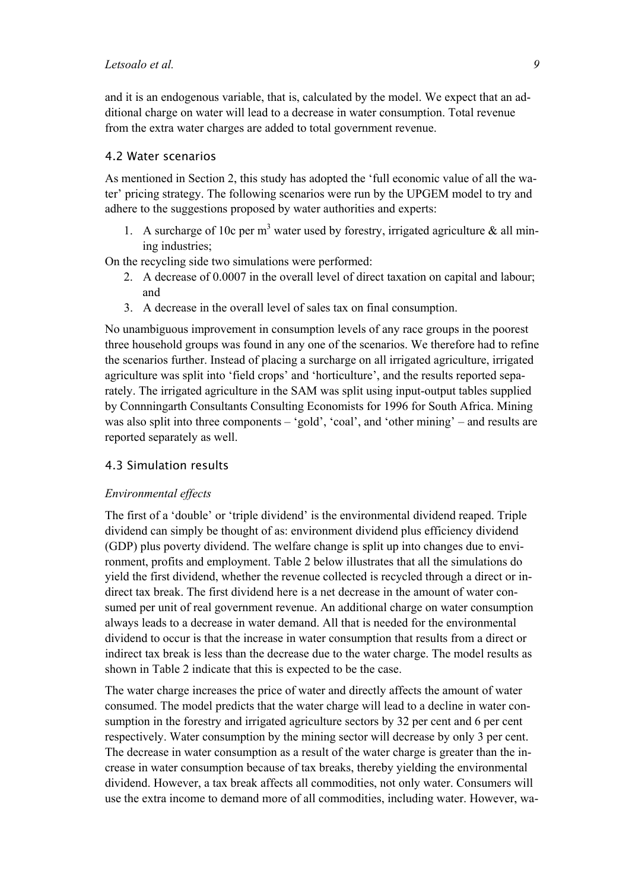and it is an endogenous variable, that is, calculated by the model. We expect that an additional charge on water will lead to a decrease in water consumption. Total revenue from the extra water charges are added to total government revenue.

### 4.2 Water scenarios

As mentioned in Section 2, this study has adopted the 'full economic value of all the water' pricing strategy. The following scenarios were run by the UPGEM model to try and adhere to the suggestions proposed by water authorities and experts:

1. A surcharge of 10c per $m^3$ water used by forestry, irrigated agriculture & all mining industries;

On the recycling side two simulations were performed:

2. A decrease of 0.0007 in the overall level of direct taxation on capital and labour; and
3. A decrease in the overall level of sales tax on final consumption.

No unambiguous improvement in consumption levels of any race groups in the poorest three household groups was found in any one of the scenarios. We therefore had to refine the scenarios further. Instead of placing a surcharge on all irrigated agriculture, irrigated agriculture was split into 'field crops' and 'horticulture', and the results reported separately. The irrigated agriculture in the SAM was split using input-output tables supplied by Connningarth Consultants Consulting Economists for 1996 for South Africa. Mining was also split into three components – 'gold', 'coal', and 'other mining' – and results are reported separately as well.

### 4.3 Simulation results

*Environmental effects*

The first of a 'double' or 'triple dividend' is the environmental dividend reaped. Triple dividend can simply be thought of as: environment dividend plus efficiency dividend (GDP) plus poverty dividend. The welfare change is split up into changes due to environment, profits and employment. Table 2 below illustrates that all the simulations do yield the first dividend, whether the revenue collected is recycled through a direct or indirect tax break. The first dividend here is a net decrease in the amount of water consumed per unit of real government revenue. An additional charge on water consumption always leads to a decrease in water demand. All that is needed for the environmental dividend to occur is that the increase in water consumption that results from a direct or indirect tax break is less than the decrease due to the water charge. The model results as shown in Table 2 indicate that this is expected to be the case.

The water charge increases the price of water and directly affects the amount of water consumed. The model predicts that the water charge will lead to a decline in water consumption in the forestry and irrigated agriculture sectors by 32 per cent and 6 per cent respectively. Water consumption by the mining sector will decrease by only 3 per cent. The decrease in water consumption as a result of the water charge is greater than the increase in water consumption because of tax breaks, thereby yielding the environmental dividend. However, a tax break affects all commodities, not only water. Consumers will use the extra income to demand more of all commodities, including water. However, wa-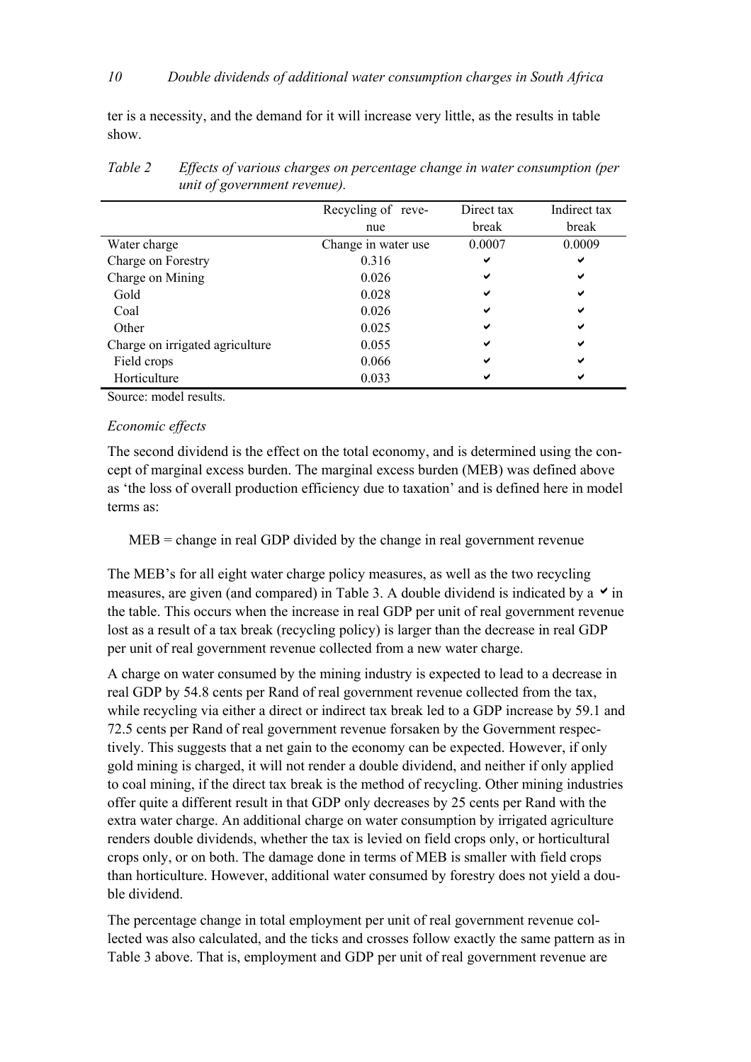ter is a necessity, and the demand for it will increase very little, as the results in table show.

*Table 2 Effects of various charges on percentage change in water consumption (per unit of government revenue).*

| | Recycling of revenue | Direct tax break | Indirect tax break |
|---|---|---|---|
| Water charge | Change in water use | 0.0007 | 0.0009 |
| Charge on Forestry | 0.316 | ✔ | ✔ |
| Charge on Mining | 0.026 | ✔ | ✔ |
| Gold | 0.028 | ✔ | ✔ |
| Coal | 0.026 | ✔ | ✔ |
| Other | 0.025 | ✔ | ✔ |
| Charge on irrigated agriculture | 0.055 | ✔ | ✔ |
| Field crops | 0.066 | ✔ | ✔ |
| Horticulture | 0.033 | ✔ | ✔ |

Source: model results.

*Economic effects*

The second dividend is the effect on the total economy, and is determined using the concept of marginal excess burden. The marginal excess burden (MEB) was defined above as 'the loss of overall production efficiency due to taxation' and is defined here in model terms as:

MEB = change in real GDP divided by the change in real government revenue

The MEB's for all eight water charge policy measures, as well as the two recycling measures, are given (and compared) in Table 3. A double dividend is indicated by a ✔ in the table. This occurs when the increase in real GDP per unit of real government revenue lost as a result of a tax break (recycling policy) is larger than the decrease in real GDP per unit of real government revenue collected from a new water charge.

A charge on water consumed by the mining industry is expected to lead to a decrease in real GDP by 54.8 cents per Rand of real government revenue collected from the tax, while recycling via either a direct or indirect tax break led to a GDP increase by 59.1 and 72.5 cents per Rand of real government revenue forsaken by the Government respectively. This suggests that a net gain to the economy can be expected. However, if only gold mining is charged, it will not render a double dividend, and neither if only applied to coal mining, if the direct tax break is the method of recycling. Other mining industries offer quite a different result in that GDP only decreases by 25 cents per Rand with the extra water charge. An additional charge on water consumption by irrigated agriculture renders double dividends, whether the tax is levied on field crops only, or horticultural crops only, or on both. The damage done in terms of MEB is smaller with field crops than horticulture. However, additional water consumed by forestry does not yield a double dividend.

The percentage change in total employment per unit of real government revenue collected was also calculated, and the ticks and crosses follow exactly the same pattern as in Table 3 above. That is, employment and GDP per unit of real government revenue are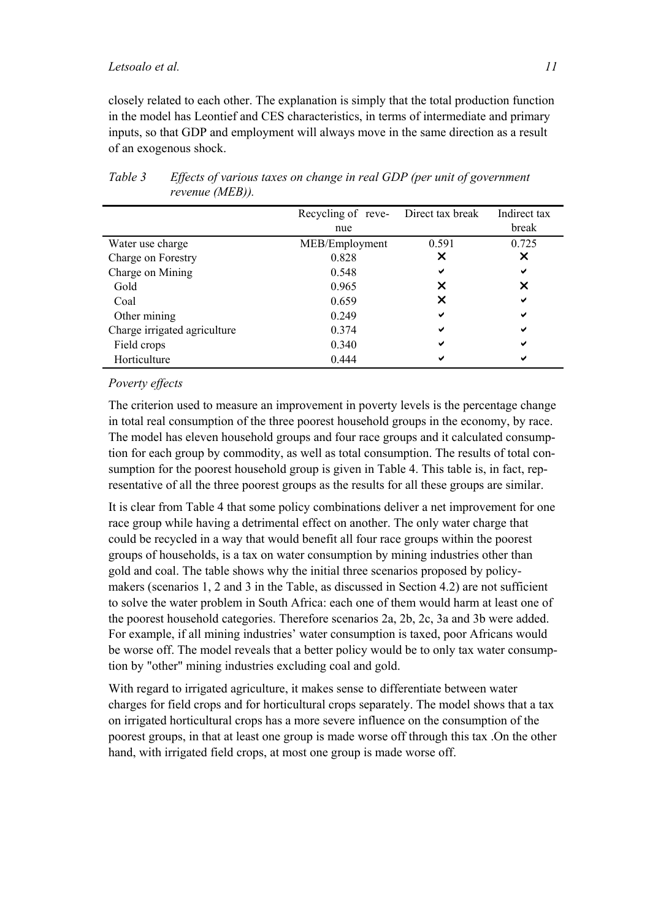closely related to each other. The explanation is simply that the total production function in the model has Leontief and CES characteristics, in terms of intermediate and primary inputs, so that GDP and employment will always move in the same direction as a result of an exogenous shock.

*Table 3 Effects of various taxes on change in real GDP (per unit of government revenue (MEB)).*

| | Recycling of revenue | Direct tax break | Indirect tax break |
|---|---|---|---|
| Water use charge | MEB/Employment | 0.591 | 0.725 |
| Charge on Forestry | 0.828 | ✗ | ✗ |
| Charge on Mining | 0.548 | ✔ | ✔ |
| Gold | 0.965 | ✗ | ✗ |
| Coal | 0.659 | ✗ | ✔ |
| Other mining | 0.249 | ✔ | ✔ |
| Charge irrigated agriculture | 0.374 | ✔ | ✔ |
| Field crops | 0.340 | ✔ | ✔ |
| Horticulture | 0.444 | ✔ | ✔ |

*Poverty effects*

The criterion used to measure an improvement in poverty levels is the percentage change in total real consumption of the three poorest household groups in the economy, by race. The model has eleven household groups and four race groups and it calculated consumption for each group by commodity, as well as total consumption. The results of total consumption for the poorest household group is given in Table 4. This table is, in fact, representative of all the three poorest groups as the results for all these groups are similar.

It is clear from Table 4 that some policy combinations deliver a net improvement for one race group while having a detrimental effect on another. The only water charge that could be recycled in a way that would benefit all four race groups within the poorest groups of households, is a tax on water consumption by mining industries other than gold and coal. The table shows why the initial three scenarios proposed by policymakers (scenarios 1, 2 and 3 in the Table, as discussed in Section 4.2) are not sufficient to solve the water problem in South Africa: each one of them would harm at least one of the poorest household categories. Therefore scenarios 2a, 2b, 2c, 3a and 3b were added. For example, if all mining industries' water consumption is taxed, poor Africans would be worse off. The model reveals that a better policy would be to only tax water consumption by "other" mining industries excluding coal and gold.

With regard to irrigated agriculture, it makes sense to differentiate between water charges for field crops and for horticultural crops separately. The model shows that a tax on irrigated horticultural crops has a more severe influence on the consumption of the poorest groups, in that at least one group is made worse off through this tax .On the other hand, with irrigated field crops, at most one group is made worse off.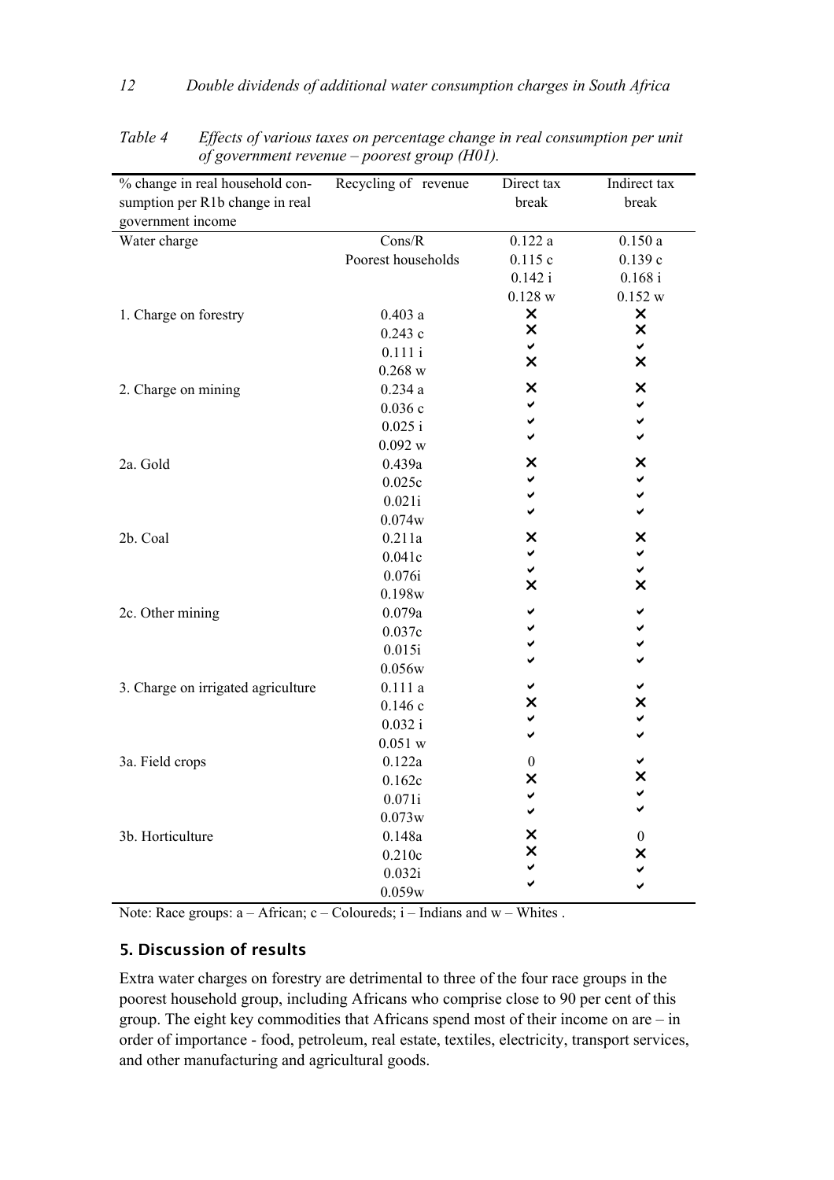*Table 4 Effects of various taxes on percentage change in real consumption per unit of government revenue – poorest group (H01).*

| % change in real household consumption per R1b change in real government income | Recycling of revenue | Direct tax break | Indirect tax break |
|---|---|---|---|
| Water charge | Cons/R | 0.122 a | 0.150 a |
| | Poorest households | 0.115 c | 0.139 c |
| | | 0.142 i | 0.168 i |
| | | 0.128 w | 0.152 w |
| 1. Charge on forestry | 0.403 a | ✗ | ✗ |
| | 0.243 c | ✗ | ✗ |
| | 0.111 i | ✓ | ✓ |
| | 0.268 w | ✗ | ✗ |
| 2. Charge on mining | 0.234 a | ✗ | ✗ |
| | 0.036 c | ✓ | ✓ |
| | 0.025 i | ✓ | ✓ |
| | 0.092 w | ✓ | ✓ |
| 2a. Gold | 0.439a | ✗ | ✗ |
| | 0.025c | ✓ | ✓ |
| | 0.021i | ✓ | ✓ |
| | 0.074w | ✓ | ✓ |
| 2b. Coal | 0.211a | ✗ | ✗ |
| | 0.041c | ✓ | ✓ |
| | 0.076i | ✓ | ✓ |
| | 0.198w | ✗ | ✗ |
| 2c. Other mining | 0.079a | ✓ | ✓ |
| | 0.037c | ✓ | ✓ |
| | 0.015i | ✓ | ✓ |
| | 0.056w | ✓ | ✓ |
| 3. Charge on irrigated agriculture | 0.111 a | ✓ | ✓ |
| | 0.146 c | ✗ | ✗ |
| | 0.032 i | ✓ | ✓ |
| | 0.051 w | ✓ | ✓ |
| 3a. Field crops | 0.122a | 0 | ✓ |
| | 0.162c | ✗ | ✗ |
| | 0.071i | ✓ | ✓ |
| | 0.073w | ✓ | ✓ |
| 3b. Horticulture | 0.148a | ✗ | 0 |
| | 0.210c | ✗ | ✗ |
| | 0.032i | ✓ | ✓ |
| | 0.059w | ✓ | ✓ |

Note: Race groups: a – African; c – Coloureds; i – Indians and w – Whites .

## 5. Discussion of results

Extra water charges on forestry are detrimental to three of the four race groups in the poorest household group, including Africans who comprise close to 90 per cent of this group. The eight key commodities that Africans spend most of their income on are – in order of importance - food, petroleum, real estate, textiles, electricity, transport services, and other manufacturing and agricultural goods.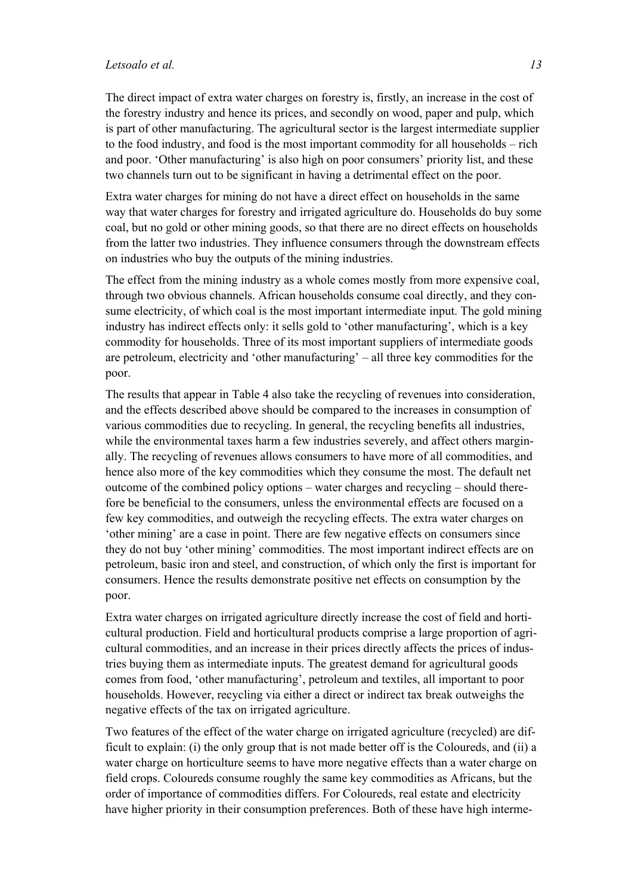The direct impact of extra water charges on forestry is, firstly, an increase in the cost of the forestry industry and hence its prices, and secondly on wood, paper and pulp, which is part of other manufacturing. The agricultural sector is the largest intermediate supplier to the food industry, and food is the most important commodity for all households – rich and poor. 'Other manufacturing' is also high on poor consumers' priority list, and these two channels turn out to be significant in having a detrimental effect on the poor.

Extra water charges for mining do not have a direct effect on households in the same way that water charges for forestry and irrigated agriculture do. Households do buy some coal, but no gold or other mining goods, so that there are no direct effects on households from the latter two industries. They influence consumers through the downstream effects on industries who buy the outputs of the mining industries.

The effect from the mining industry as a whole comes mostly from more expensive coal, through two obvious channels. African households consume coal directly, and they consume electricity, of which coal is the most important intermediate input. The gold mining industry has indirect effects only: it sells gold to 'other manufacturing', which is a key commodity for households. Three of its most important suppliers of intermediate goods are petroleum, electricity and 'other manufacturing' – all three key commodities for the poor.

The results that appear in Table 4 also take the recycling of revenues into consideration, and the effects described above should be compared to the increases in consumption of various commodities due to recycling. In general, the recycling benefits all industries, while the environmental taxes harm a few industries severely, and affect others marginally. The recycling of revenues allows consumers to have more of all commodities, and hence also more of the key commodities which they consume the most. The default net outcome of the combined policy options – water charges and recycling – should therefore be beneficial to the consumers, unless the environmental effects are focused on a few key commodities, and outweigh the recycling effects. The extra water charges on 'other mining' are a case in point. There are few negative effects on consumers since they do not buy 'other mining' commodities. The most important indirect effects are on petroleum, basic iron and steel, and construction, of which only the first is important for consumers. Hence the results demonstrate positive net effects on consumption by the poor.

Extra water charges on irrigated agriculture directly increase the cost of field and horticultural production. Field and horticultural products comprise a large proportion of agricultural commodities, and an increase in their prices directly affects the prices of industries buying them as intermediate inputs. The greatest demand for agricultural goods comes from food, 'other manufacturing', petroleum and textiles, all important to poor households. However, recycling via either a direct or indirect tax break outweighs the negative effects of the tax on irrigated agriculture.

Two features of the effect of the water charge on irrigated agriculture (recycled) are difficult to explain: (i) the only group that is not made better off is the Coloureds, and (ii) a water charge on horticulture seems to have more negative effects than a water charge on field crops. Coloureds consume roughly the same key commodities as Africans, but the order of importance of commodities differs. For Coloureds, real estate and electricity have higher priority in their consumption preferences. Both of these have high interme-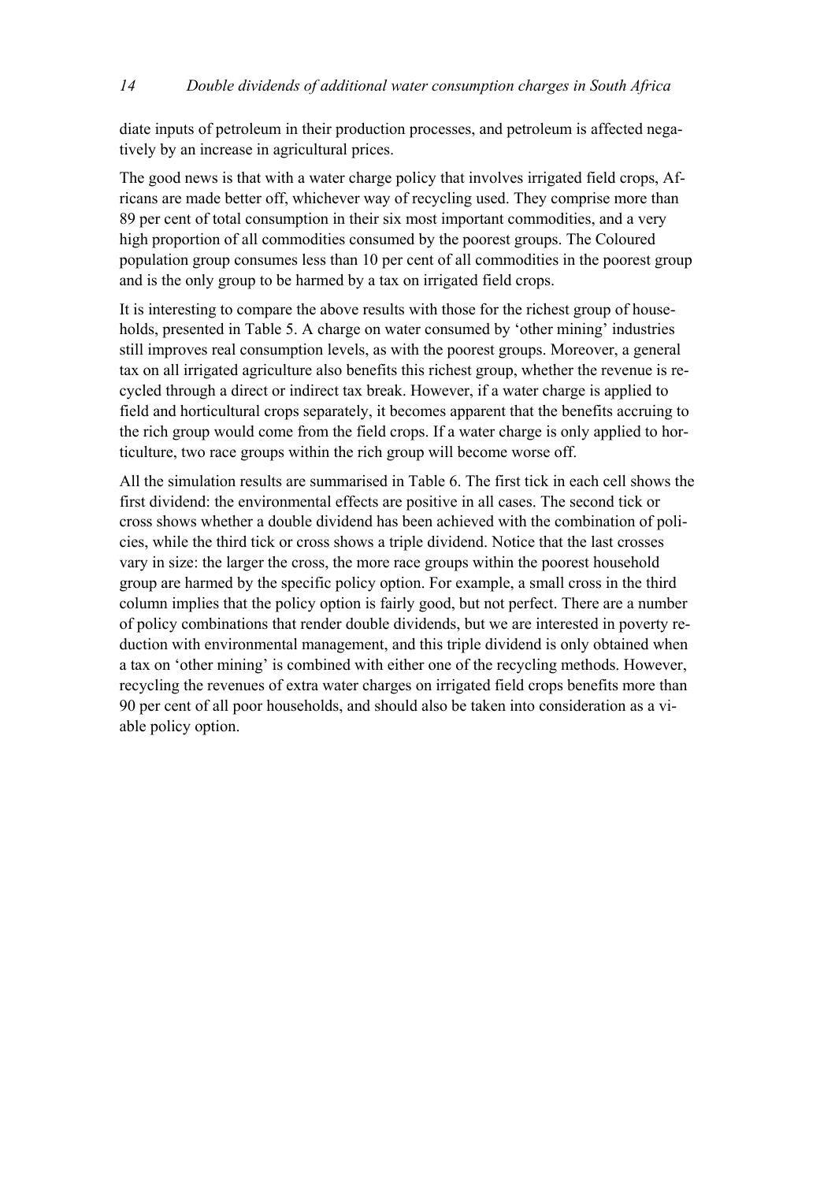diate inputs of petroleum in their production processes, and petroleum is affected negatively by an increase in agricultural prices.

The good news is that with a water charge policy that involves irrigated field crops, Africans are made better off, whichever way of recycling used. They comprise more than 89 per cent of total consumption in their six most important commodities, and a very high proportion of all commodities consumed by the poorest groups. The Coloured population group consumes less than 10 per cent of all commodities in the poorest group and is the only group to be harmed by a tax on irrigated field crops.

It is interesting to compare the above results with those for the richest group of households, presented in Table 5. A charge on water consumed by 'other mining' industries still improves real consumption levels, as with the poorest groups. Moreover, a general tax on all irrigated agriculture also benefits this richest group, whether the revenue is recycled through a direct or indirect tax break. However, if a water charge is applied to field and horticultural crops separately, it becomes apparent that the benefits accruing to the rich group would come from the field crops. If a water charge is only applied to horticulture, two race groups within the rich group will become worse off.

All the simulation results are summarised in Table 6. The first tick in each cell shows the first dividend: the environmental effects are positive in all cases. The second tick or cross shows whether a double dividend has been achieved with the combination of policies, while the third tick or cross shows a triple dividend. Notice that the last crosses vary in size: the larger the cross, the more race groups within the poorest household group are harmed by the specific policy option. For example, a small cross in the third column implies that the policy option is fairly good, but not perfect. There are a number of policy combinations that render double dividends, but we are interested in poverty reduction with environmental management, and this triple dividend is only obtained when a tax on 'other mining' is combined with either one of the recycling methods. However, recycling the revenues of extra water charges on irrigated field crops benefits more than 90 per cent of all poor households, and should also be taken into consideration as a viable policy option.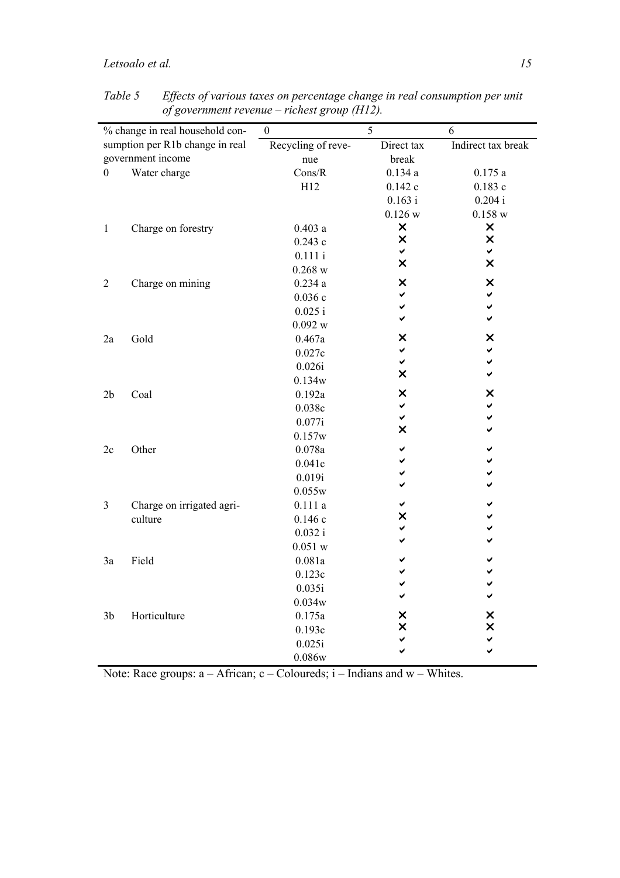*Table 5 Effects of various taxes on percentage change in real consumption per unit of government revenue – richest group (H12).*

| % change in real household consumption per R1b change in real government income | | 0<br>Recycling of revenue | 5<br>Direct tax break | 6<br>Indirect tax break |
|---|---|---|---|---|
| 0 | Water charge | Cons/R<br>H12 | 0.134 a<br>0.142 c<br>0.163 i<br>0.126 w | 0.175 a<br>0.183 c<br>0.204 i<br>0.158 w |
| 1 | Charge on forestry | 0.403 a<br>0.243 c<br>0.111 i<br>0.268 w | ✗<br>✗<br>✓<br>✗ | ✗<br>✗<br>✓<br>✗ |
| 2 | Charge on mining | 0.234 a<br>0.036 c<br>0.025 i<br>0.092 w | ✗<br>✓<br>✓<br>✓ | ✗<br>✓<br>✓<br>✓ |
| 2a | Gold | 0.467a<br>0.027c<br>0.026i<br>0.134w | ✗<br>✓<br>✓<br>✗ | ✗<br>✓<br>✓<br>✓ |
| 2b | Coal | 0.192a<br>0.038c<br>0.077i<br>0.157w | ✗<br>✓<br>✓<br>✗ | ✗<br>✓<br>✓<br>✓ |
| 2c | Other | 0.078a<br>0.041c<br>0.019i<br>0.055w | ✓<br>✓<br>✓<br>✓ | ✓<br>✓<br>✓<br>✓ |
| 3 | Charge on irrigated agriculture | 0.111 a<br>0.146 c<br>0.032 i<br>0.051 w | ✓<br>✗<br>✓<br>✓ | ✓<br>✓<br>✓<br>✓ |
| 3a | Field | 0.081a<br>0.123c<br>0.035i<br>0.034w | ✓<br>✓<br>✓<br>✓ | ✓<br>✓<br>✓<br>✓ |
| 3b | Horticulture | 0.175a<br>0.193c<br>0.025i<br>0.086w | ✗<br>✗<br>✓<br>✓ | ✗<br>✗<br>✓<br>✓ |

Note: Race groups: a – African; c – Coloureds; i – Indians and w – Whites.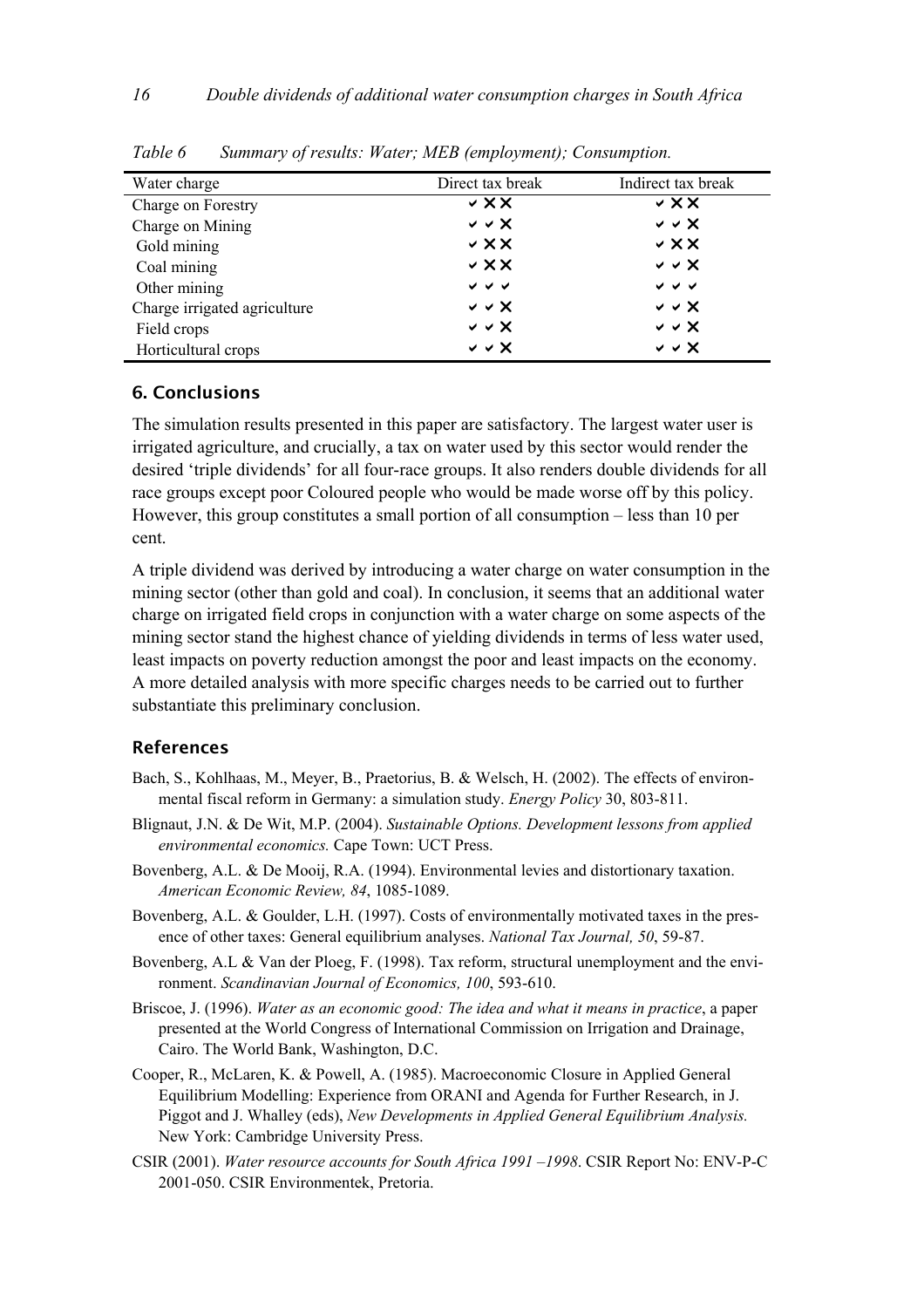*Table 6 Summary of results: Water; MEB (employment); Consumption.*

| Water charge | Direct tax break | Indirect tax break |
|---|---|---|
| Charge on Forestry | ✓✗✗ | ✓✗✗ |
| Charge on Mining | ✓✓✗ | ✓✓✗ |
| Gold mining | ✓✗✗ | ✓✗✗ |
| Coal mining | ✓✗✗ | ✓✓✗ |
| Other mining | ✓✓✓ | ✓✓✓ |
| Charge irrigated agriculture | ✓✓✗ | ✓✓✗ |
| Field crops | ✓✓✗ | ✓✓✗ |
| Horticultural crops | ✓✓✗ | ✓✓✗ |

## 6. Conclusions

The simulation results presented in this paper are satisfactory. The largest water user is irrigated agriculture, and crucially, a tax on water used by this sector would render the desired 'triple dividends' for all four-race groups. It also renders double dividends for all race groups except poor Coloured people who would be made worse off by this policy. However, this group constitutes a small portion of all consumption – less than 10 per cent.

A triple dividend was derived by introducing a water charge on water consumption in the mining sector (other than gold and coal). In conclusion, it seems that an additional water charge on irrigated field crops in conjunction with a water charge on some aspects of the mining sector stand the highest chance of yielding dividends in terms of less water used, least impacts on poverty reduction amongst the poor and least impacts on the economy. A more detailed analysis with more specific charges needs to be carried out to further substantiate this preliminary conclusion.

## References

Bach, S., Kohlhaas, M., Meyer, B., Praetorius, B. & Welsch, H. (2002). The effects of environmental fiscal reform in Germany: a simulation study. *Energy Policy* 30, 803-811.

Blignaut, J.N. & De Wit, M.P. (2004). *Sustainable Options. Development lessons from applied environmental economics.* Cape Town: UCT Press.

Bovenberg, A.L. & De Mooij, R.A. (1994). Environmental levies and distortionary taxation. *American Economic Review, 84*, 1085-1089.

Bovenberg, A.L. & Goulder, L.H. (1997). Costs of environmentally motivated taxes in the presence of other taxes: General equilibrium analyses. *National Tax Journal, 50*, 59-87.

Bovenberg, A.L & Van der Ploeg, F. (1998). Tax reform, structural unemployment and the environment. *Scandinavian Journal of Economics, 100*, 593-610.

Briscoe, J. (1996). *Water as an economic good: The idea and what it means in practice*, a paper presented at the World Congress of International Commission on Irrigation and Drainage, Cairo. The World Bank, Washington, D.C.

Cooper, R., McLaren, K. & Powell, A. (1985). Macroeconomic Closure in Applied General Equilibrium Modelling: Experience from ORANI and Agenda for Further Research, in J. Piggot and J. Whalley (eds), *New Developments in Applied General Equilibrium Analysis.* New York: Cambridge University Press.

CSIR (2001). *Water resource accounts for South Africa 1991 –1998*. CSIR Report No: ENV-P-C 2001-050. CSIR Environmentek, Pretoria.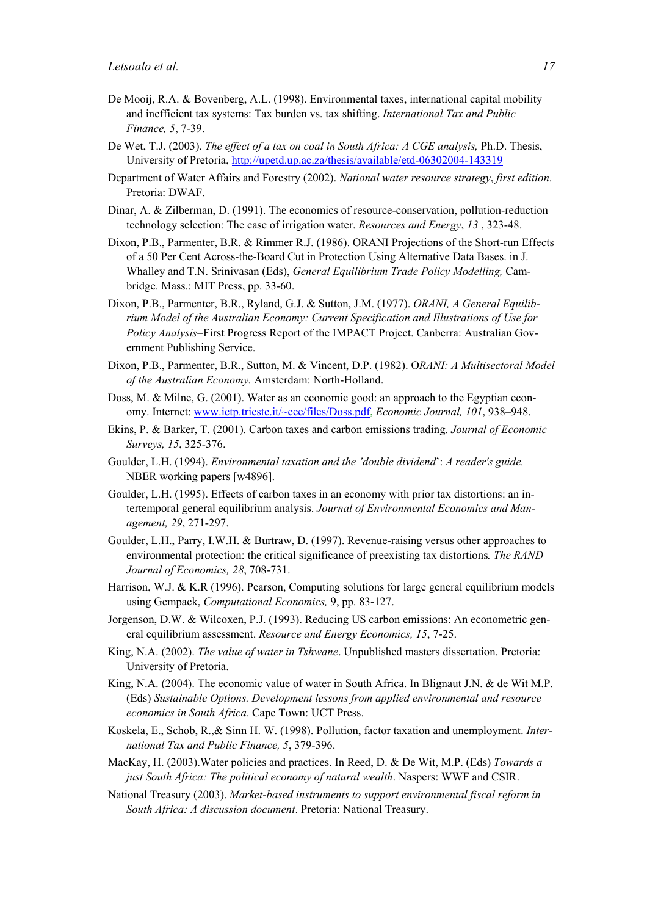De Mooij, R.A. & Bovenberg, A.L. (1998). Environmental taxes, international capital mobility and inefficient tax systems: Tax burden vs. tax shifting. *International Tax and Public Finance, 5*, 7-39.

De Wet, T.J. (2003). *The effect of a tax on coal in South Africa: A CGE analysis,* Ph.D. Thesis, University of Pretoria, http://upetd.up.ac.za/thesis/available/etd-06302004-143319

Department of Water Affairs and Forestry (2002). *National water resource strategy*, *first edition*. Pretoria: DWAF.

Dinar, A. & Zilberman, D. (1991). The economics of resource-conservation, pollution-reduction technology selection: The case of irrigation water. *Resources and Energy*, *13* , 323-48.

Dixon, P.B., Parmenter, B.R. & Rimmer R.J. (1986). ORANI Projections of the Short-run Effects of a 50 Per Cent Across-the-Board Cut in Protection Using Alternative Data Bases. in J. Whalley and T.N. Srinivasan (Eds), *General Equilibrium Trade Policy Modelling,* Cambridge. Mass.: MIT Press, pp. 33-60.

Dixon, P.B., Parmenter, B.R., Ryland, G.J. & Sutton, J.M. (1977). *ORANI, A General Equilibrium Model of the Australian Economy: Current Specification and Illustrations of Use for Policy Analysis*–First Progress Report of the IMPACT Project. Canberra: Australian Government Publishing Service.

Dixon, P.B., Parmenter, B.R., Sutton, M. & Vincent, D.P. (1982). O*RANI: A Multisectoral Model of the Australian Economy.* Amsterdam: North-Holland.

Doss, M. & Milne, G. (2001). Water as an economic good: an approach to the Egyptian economy. Internet: www.ictp.trieste.it/~eee/files/Doss.pdf, *Economic Journal, 101*, 938–948.

Ekins, P. & Barker, T. (2001). Carbon taxes and carbon emissions trading. *Journal of Economic Surveys, 15*, 325-376.

Goulder, L.H. (1994). *Environmental taxation and the 'double dividend*': *A reader's guide.* NBER working papers [w4896].

Goulder, L.H. (1995). Effects of carbon taxes in an economy with prior tax distortions: an intertemporal general equilibrium analysis. *Journal of Environmental Economics and Management, 29*, 271-297.

Goulder, L.H., Parry, I.W.H. & Burtraw, D. (1997). Revenue-raising versus other approaches to environmental protection: the critical significance of preexisting tax distortions*. The RAND Journal of Economics, 28*, 708-731.

Harrison, W.J. & K.R (1996). Pearson, Computing solutions for large general equilibrium models using Gempack, *Computational Economics,* 9, pp. 83-127.

Jorgenson, D.W. & Wilcoxen, P.J. (1993). Reducing US carbon emissions: An econometric general equilibrium assessment. *Resource and Energy Economics, 15*, 7-25.

King, N.A. (2002). *The value of water in Tshwane*. Unpublished masters dissertation. Pretoria: University of Pretoria.

King, N.A. (2004). The economic value of water in South Africa. In Blignaut J.N. & de Wit M.P. (Eds) *Sustainable Options. Development lessons from applied environmental and resource economics in South Africa*. Cape Town: UCT Press.

Koskela, E., Schob, R.,& Sinn H. W. (1998). Pollution, factor taxation and unemployment. *International Tax and Public Finance, 5*, 379-396.

MacKay, H. (2003).Water policies and practices. In Reed, D. & De Wit, M.P. (Eds) *Towards a just South Africa: The political economy of natural wealth*. Naspers: WWF and CSIR.

National Treasury (2003). *Market-based instruments to support environmental fiscal reform in South Africa: A discussion document*. Pretoria: National Treasury.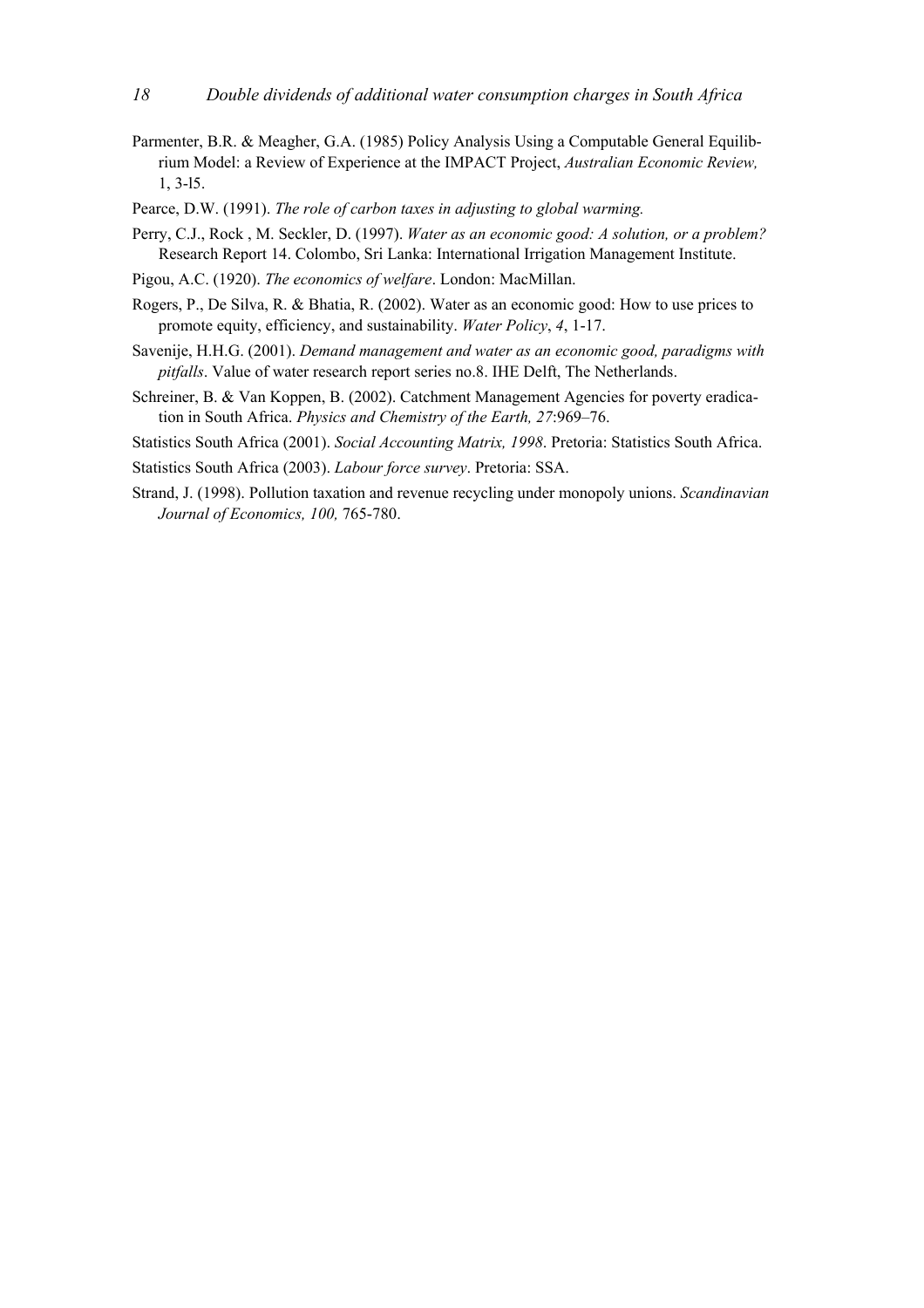Parmenter, B.R. & Meagher, G.A. (1985) Policy Analysis Using a Computable General Equilibrium Model: a Review of Experience at the IMPACT Project, *Australian Economic Review,* 1, 3-l5.

Pearce, D.W. (1991). *The role of carbon taxes in adjusting to global warming.*

Perry, C.J., Rock , M. Seckler, D. (1997). *Water as an economic good: A solution, or a problem?* Research Report 14. Colombo, Sri Lanka: International Irrigation Management Institute.

Pigou, A.C. (1920). *The economics of welfare*. London: MacMillan.

Rogers, P., De Silva, R. & Bhatia, R. (2002). Water as an economic good: How to use prices to promote equity, efficiency, and sustainability. *Water Policy*, *4*, 1-17.

Savenije, H.H.G. (2001). *Demand management and water as an economic good, paradigms with pitfalls*. Value of water research report series no.8. IHE Delft, The Netherlands.

Schreiner, B. & Van Koppen, B. (2002). Catchment Management Agencies for poverty eradication in South Africa. *Physics and Chemistry of the Earth, 27*:969–76.

Statistics South Africa (2001). *Social Accounting Matrix, 1998*. Pretoria: Statistics South Africa.

Statistics South Africa (2003). *Labour force survey*. Pretoria: SSA.

Strand, J. (1998). Pollution taxation and revenue recycling under monopoly unions. *Scandinavian Journal of Economics, 100,* 765-780.